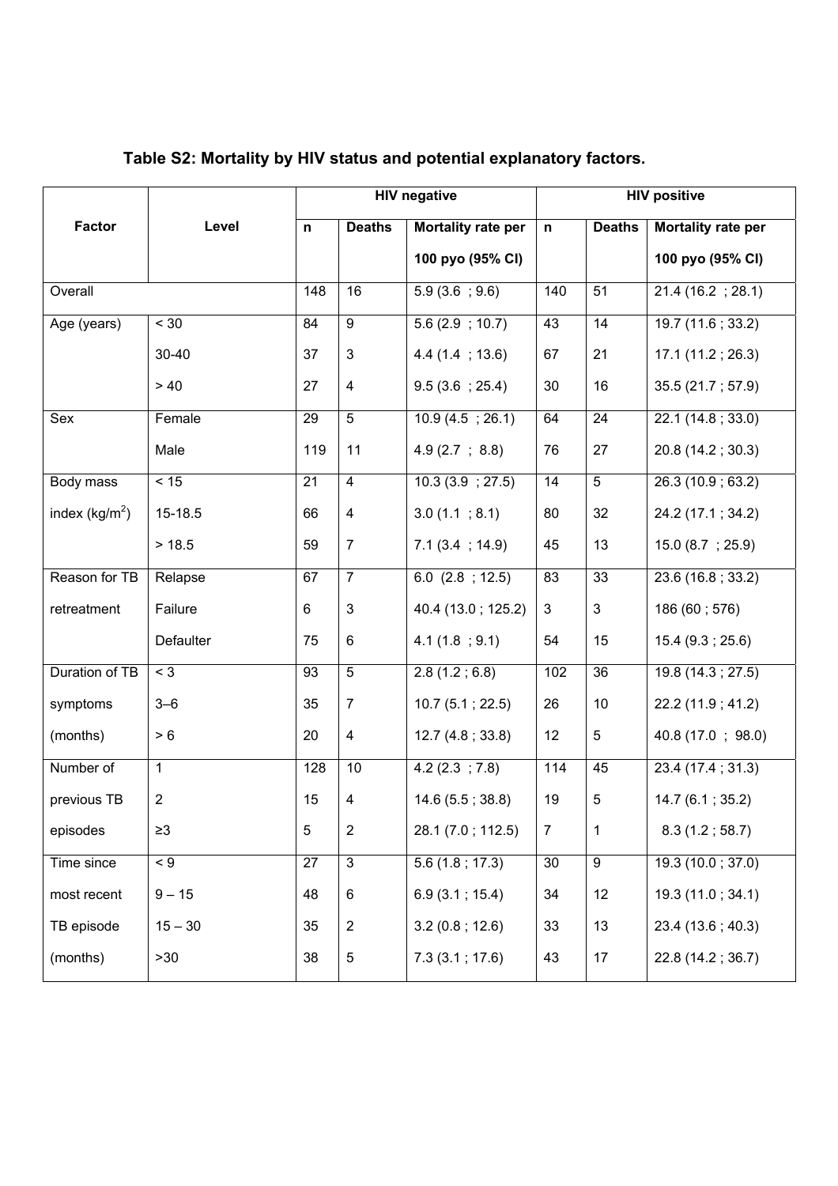**Table S2: Mortality by HIV status and potential explanatory factors.**

| Factor | Level | HIV negative | | | HIV positive | | |
|---|---|---|---|---|---|---|---|
| | | n | Deaths | Mortality rate per 100 pyo (95% CI) | n | Deaths | Mortality rate per 100 pyo (95% CI) |
| Overall | | 148 | 16 | 5.9 (3.6 ; 9.6) | 140 | 51 | 21.4 (16.2 ; 28.1) |
| Age (years) | < 30 | 84 | 9 | 5.6 (2.9 ; 10.7) | 43 | 14 | 19.7 (11.6 ; 33.2) |
| | 30-40 | 37 | 3 | 4.4 (1.4 ; 13.6) | 67 | 21 | 17.1 (11.2 ; 26.3) |
| | > 40 | 27 | 4 | 9.5 (3.6 ; 25.4) | 30 | 16 | 35.5 (21.7 ; 57.9) |
| Sex | Female | 29 | 5 | 10.9 (4.5 ; 26.1) | 64 | 24 | 22.1 (14.8 ; 33.0) |
| | Male | 119 | 11 | 4.9 (2.7 ; 8.8) | 76 | 27 | 20.8 (14.2 ; 30.3) |
| Body mass index (kg/m$^2$) | < 15 | 21 | 4 | 10.3 (3.9 ; 27.5) | 14 | 5 | 26.3 (10.9 ; 63.2) |
| | 15-18.5 | 66 | 4 | 3.0 (1.1 ; 8.1) | 80 | 32 | 24.2 (17.1 ; 34.2) |
| | > 18.5 | 59 | 7 | 7.1 (3.4 ; 14.9) | 45 | 13 | 15.0 (8.7 ; 25.9) |
| Reason for TB retreatment | Relapse | 67 | 7 | 6.0 (2.8 ; 12.5) | 83 | 33 | 23.6 (16.8 ; 33.2) |
| | Failure | 6 | 3 | 40.4 (13.0 ; 125.2) | 3 | 3 | 186 (60 ; 576) |
| | Defaulter | 75 | 6 | 4.1 (1.8 ; 9.1) | 54 | 15 | 15.4 (9.3 ; 25.6) |
| Duration of TB symptoms (months) | < 3 | 93 | 5 | 2.8 (1.2 ; 6.8) | 102 | 36 | 19.8 (14.3 ; 27.5) |
| | 3–6 | 35 | 7 | 10.7 (5.1 ; 22.5) | 26 | 10 | 22.2 (11.9 ; 41.2) |
| | > 6 | 20 | 4 | 12.7 (4.8 ; 33.8) | 12 | 5 | 40.8 (17.0 ; 98.0) |
| Number of previous TB episodes | 1 | 128 | 10 | 4.2 (2.3 ; 7.8) | 114 | 45 | 23.4 (17.4 ; 31.3) |
| | 2 | 15 | 4 | 14.6 (5.5 ; 38.8) | 19 | 5 | 14.7 (6.1 ; 35.2) |
| | ≥3 | 5 | 2 | 28.1 (7.0 ; 112.5) | 7 | 1 | 8.3 (1.2 ; 58.7) |
| Time since most recent TB episode (months) | < 9 | 27 | 3 | 5.6 (1.8 ; 17.3) | 30 | 9 | 19.3 (10.0 ; 37.0) |
| | 9 – 15 | 48 | 6 | 6.9 (3.1 ; 15.4) | 34 | 12 | 19.3 (11.0 ; 34.1) |
| | 15 – 30 | 35 | 2 | 3.2 (0.8 ; 12.6) | 33 | 13 | 23.4 (13.6 ; 40.3) |
| | >30 | 38 | 5 | 7.3 (3.1 ; 17.6) | 43 | 17 | 22.8 (14.2 ; 36.7) |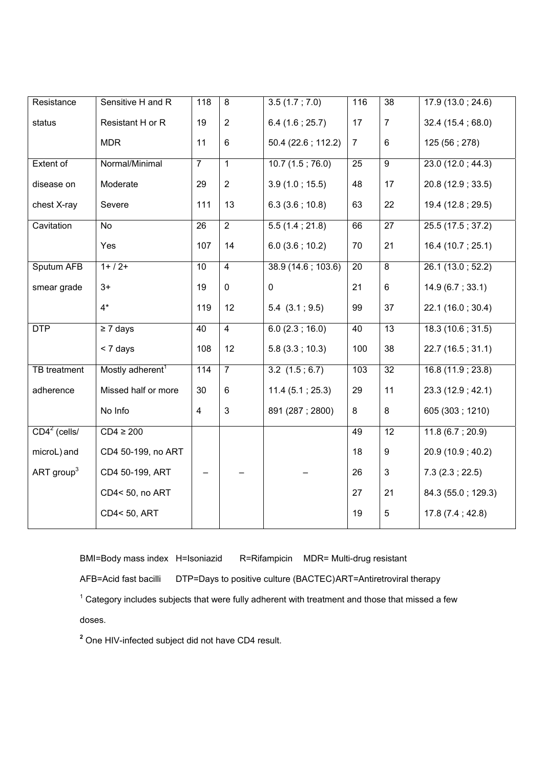| | | | | | | | |
|---|---|---|---|---|---|---|---|
| Resistance status | Sensitive H and R | 118 | 8 | 3.5 (1.7 ; 7.0) | 116 | 38 | 17.9 (13.0 ; 24.6) |
| | Resistant H or R | 19 | 2 | 6.4 (1.6 ; 25.7) | 17 | 7 | 32.4 (15.4 ; 68.0) |
| | MDR | 11 | 6 | 50.4 (22.6 ; 112.2) | 7 | 6 | 125 (56 ; 278) |
| Extent of disease on chest X-ray | Normal/Minimal | 7 | 1 | 10.7 (1.5 ; 76.0) | 25 | 9 | 23.0 (12.0 ; 44.3) |
| | Moderate | 29 | 2 | 3.9 (1.0 ; 15.5) | 48 | 17 | 20.8 (12.9 ; 33.5) |
| | Severe | 111 | 13 | 6.3 (3.6 ; 10.8) | 63 | 22 | 19.4 (12.8 ; 29.5) |
| Cavitation | No | 26 | 2 | 5.5 (1.4 ; 21.8) | 66 | 27 | 25.5 (17.5 ; 37.2) |
| | Yes | 107 | 14 | 6.0 (3.6 ; 10.2) | 70 | 21 | 16.4 (10.7 ; 25.1) |
| Sputum AFB smear grade | 1+ / 2+ | 10 | 4 | 38.9 (14.6 ; 103.6) | 20 | 8 | 26.1 (13.0 ; 52.2) |
| | 3+ | 19 | 0 | 0 | 21 | 6 | 14.9 (6.7 ; 33.1) |
| | 4* | 119 | 12 | 5.4 (3.1 ; 9.5) | 99 | 37 | 22.1 (16.0 ; 30.4) |
| DTP | ≥ 7 days | 40 | 4 | 6.0 (2.3 ; 16.0) | 40 | 13 | 18.3 (10.6 ; 31.5) |
| | < 7 days | 108 | 12 | 5.8 (3.3 ; 10.3) | 100 | 38 | 22.7 (16.5 ; 31.1) |
| TB treatment adherence | Mostly adherent[1] | 114 | 7 | 3.2 (1.5 ; 6.7) | 103 | 32 | 16.8 (11.9 ; 23.8) |
| | Missed half or more | 30 | 6 | 11.4 (5.1 ; 25.3) | 29 | 11 | 23.3 (12.9 ; 42.1) |
| | No Info | 4 | 3 | 891 (287 ; 2800) | 8 | 8 | 605 (303 ; 1210) |
| CD4[2] (cells/ microL) and ART group[3] | CD4 ≥ 200 | – | – | – | 49 | 12 | 11.8 (6.7 ; 20.9) |
| | CD4 50-199, no ART | | | | 18 | 9 | 20.9 (10.9 ; 40.2) |
| | CD4 50-199, ART | | | | 26 | 3 | 7.3 (2.3 ; 22.5) |
| | CD4< 50, no ART | | | | 27 | 21 | 84.3 (55.0 ; 129.3) |
| | CD4< 50, ART | | | | 19 | 5 | 17.8 (7.4 ; 42.8) |

BMI=Body mass index H=Isoniazid R=Rifampicin MDR= Multi-drug resistant

AFB=Acid fast bacilli DTP=Days to positive culture (BACTEC) ART=Antiretroviral therapy

[1] Category includes subjects that were fully adherent with treatment and those that missed a few doses.

[2] One HIV-infected subject did not have CD4 result.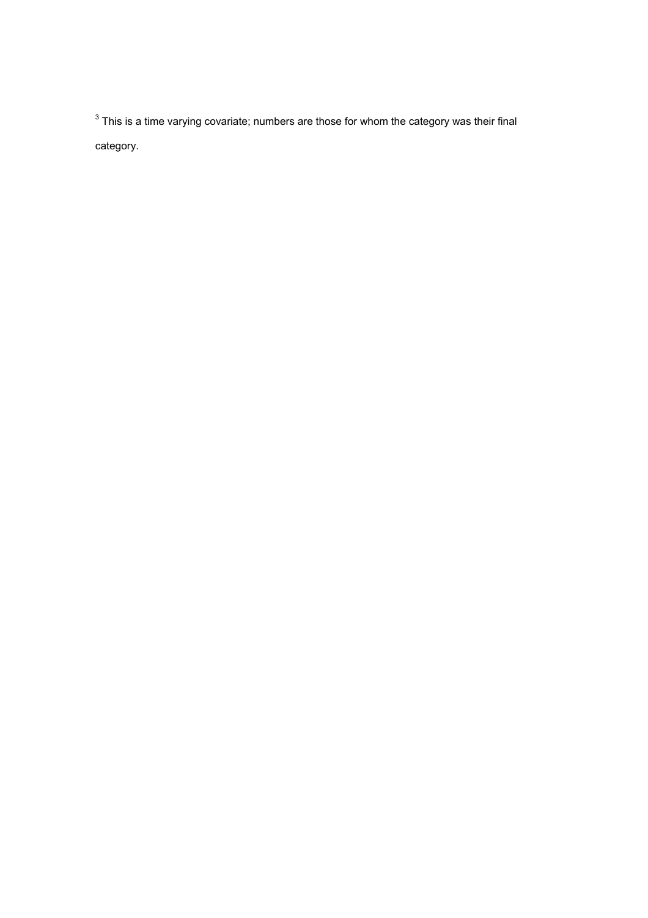[3] This is a time varying covariate; numbers are those for whom the category was their final category.